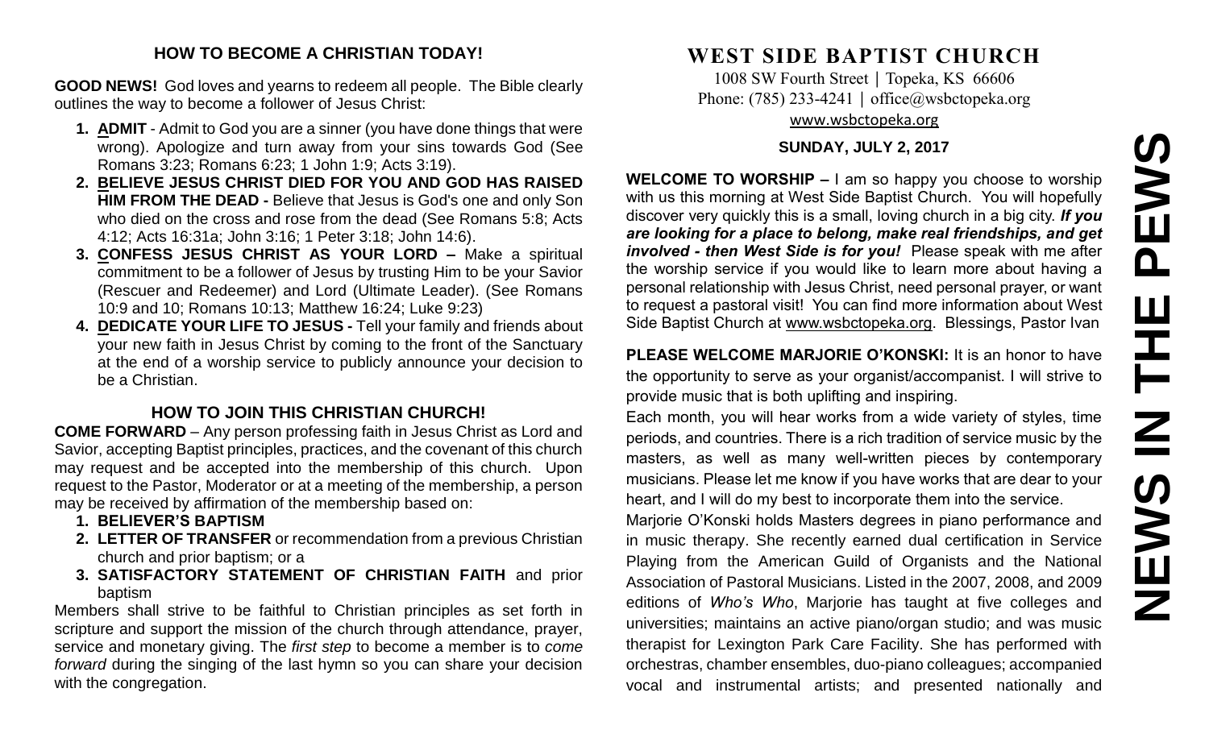## HOW TO BECOME A CHRISTIAN TODAY!

**GOOD NEWS!** God loves and yearns to redeem all people. The Bible clearly outlines the way to become a follower of Jesus Christ:

1. **ADMIT** - Admit to God you are a sinner (you have done things that were wrong). Apologize and turn away from your sins towards God (See Romans 3:23; Romans 6:23; 1 John 1:9; Acts 3:19).
2. **BELIEVE JESUS CHRIST DIED FOR YOU AND GOD HAS RAISED HIM FROM THE DEAD -** Believe that Jesus is God's one and only Son who died on the cross and rose from the dead (See Romans 5:8; Acts 4:12; Acts 16:31a; John 3:16; 1 Peter 3:18; John 14:6).
3. **CONFESS JESUS CHRIST AS YOUR LORD –** Make a spiritual commitment to be a follower of Jesus by trusting Him to be your Savior (Rescuer and Redeemer) and Lord (Ultimate Leader). (See Romans 10:9 and 10; Romans 10:13; Matthew 16:24; Luke 9:23)
4. **DEDICATE YOUR LIFE TO JESUS -** Tell your family and friends about your new faith in Jesus Christ by coming to the front of the Sanctuary at the end of a worship service to publicly announce your decision to be a Christian.

## HOW TO JOIN THIS CHRISTIAN CHURCH!

**COME FORWARD** – Any person professing faith in Jesus Christ as Lord and Savior, accepting Baptist principles, practices, and the covenant of this church may request and be accepted into the membership of this church. Upon request to the Pastor, Moderator or at a meeting of the membership, a person may be received by affirmation of the membership based on:

1. **BELIEVER'S BAPTISM**
2. **LETTER OF TRANSFER** or recommendation from a previous Christian church and prior baptism; or a
3. **SATISFACTORY STATEMENT OF CHRISTIAN FAITH** and prior baptism

Members shall strive to be faithful to Christian principles as set forth in scripture and support the mission of the church through attendance, prayer, service and monetary giving. The *first step* to become a member is to *come forward* during the singing of the last hymn so you can share your decision with the congregation.

# WEST SIDE BAPTIST CHURCH

1008 SW Fourth Street | Topeka, KS 66606
Phone: (785) 233-4241 | office@wsbctopeka.org
www.wsbctopeka.org

**SUNDAY, JULY 2, 2017**

# NEWS IN THE PEWS

**WELCOME TO WORSHIP –** I am so happy you choose to worship with us this morning at West Side Baptist Church. You will hopefully discover very quickly this is a small, loving church in a big city. ***If you are looking for a place to belong, make real friendships, and get involved - then West Side is for you!*** Please speak with me after the worship service if you would like to learn more about having a personal relationship with Jesus Christ, need personal prayer, or want to request a pastoral visit! You can find more information about West Side Baptist Church at www.wsbctopeka.org. Blessings, Pastor Ivan

**PLEASE WELCOME MARJORIE O'KONSKI:** It is an honor to have the opportunity to serve as your organist/accompanist. I will strive to provide music that is both uplifting and inspiring.

Each month, you will hear works from a wide variety of styles, time periods, and countries. There is a rich tradition of service music by the masters, as well as many well-written pieces by contemporary musicians. Please let me know if you have works that are dear to your heart, and I will do my best to incorporate them into the service.

Marjorie O'Konski holds Masters degrees in piano performance and in music therapy. She recently earned dual certification in Service Playing from the American Guild of Organists and the National Association of Pastoral Musicians. Listed in the 2007, 2008, and 2009 editions of *Who's Who*, Marjorie has taught at five colleges and universities; maintains an active piano/organ studio; and was music therapist for Lexington Park Care Facility. She has performed with orchestras, chamber ensembles, duo-piano colleagues; accompanied vocal and instrumental artists; and presented nationally and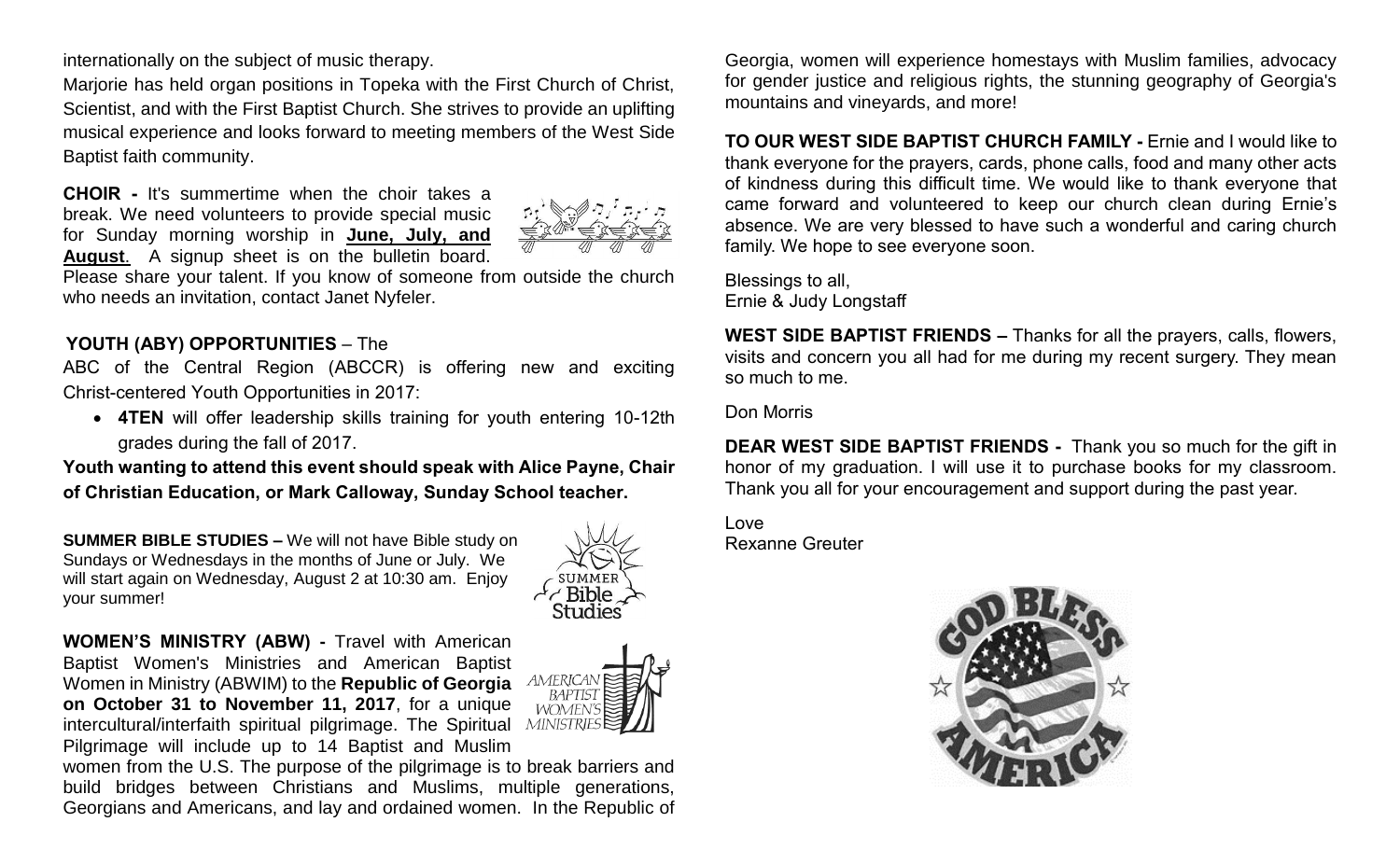internationally on the subject of music therapy.

Marjorie has held organ positions in Topeka with the First Church of Christ, Scientist, and with the First Baptist Church. She strives to provide an uplifting musical experience and looks forward to meeting members of the West Side Baptist faith community.

**CHOIR -** It's summertime when the choir takes a break. We need volunteers to provide special music for Sunday morning worship in **June, July, and August**. A signup sheet is on the bulletin board. Please share your talent. If you know of someone from outside the church who needs an invitation, contact Janet Nyfeler.

**YOUTH (ABY) OPPORTUNITIES** – The ABC of the Central Region (ABCCR) is offering new and exciting Christ-centered Youth Opportunities in 2017:

- **4TEN** will offer leadership skills training for youth entering 10-12th grades during the fall of 2017.

**Youth wanting to attend this event should speak with Alice Payne, Chair of Christian Education, or Mark Calloway, Sunday School teacher.**

**SUMMER BIBLE STUDIES –** We will not have Bible study on Sundays or Wednesdays in the months of June or July. We will start again on Wednesday, August 2 at 10:30 am. Enjoy your summer!

**WOMEN'S MINISTRY (ABW) -** Travel with American Baptist Women's Ministries and American Baptist Women in Ministry (ABWIM) to the **Republic of Georgia on October 31 to November 11, 2017**, for a unique intercultural/interfaith spiritual pilgrimage. The Spiritual Pilgrimage will include up to 14 Baptist and Muslim women from the U.S. The purpose of the pilgrimage is to break barriers and build bridges between Christians and Muslims, multiple generations, Georgians and Americans, and lay and ordained women. In the Republic of Georgia, women will experience homestays with Muslim families, advocacy for gender justice and religious rights, the stunning geography of Georgia's mountains and vineyards, and more!

**TO OUR WEST SIDE BAPTIST CHURCH FAMILY -** Ernie and I would like to thank everyone for the prayers, cards, phone calls, food and many other acts of kindness during this difficult time. We would like to thank everyone that came forward and volunteered to keep our church clean during Ernie's absence. We are very blessed to have such a wonderful and caring church family. We hope to see everyone soon.

Blessings to all,
Ernie & Judy Longstaff

**WEST SIDE BAPTIST FRIENDS –** Thanks for all the prayers, calls, flowers, visits and concern you all had for me during my recent surgery. They mean so much to me.

Don Morris

**DEAR WEST SIDE BAPTIST FRIENDS -** Thank you so much for the gift in honor of my graduation. I will use it to purchase books for my classroom. Thank you all for your encouragement and support during the past year.

Love
Rexanne Greuter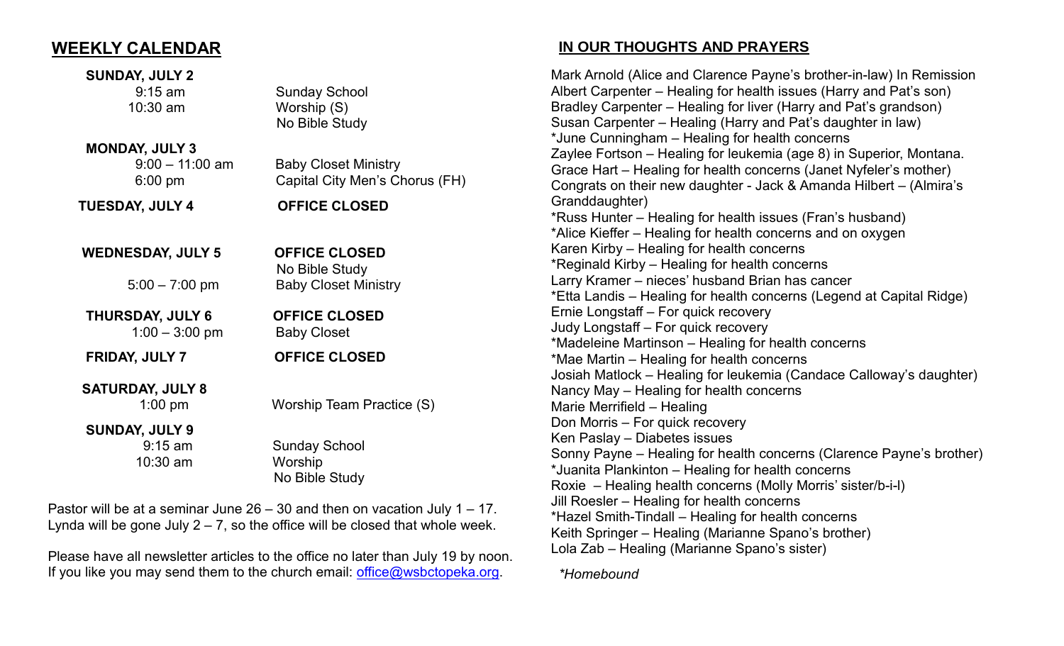## WEEKLY CALENDAR

**SUNDAY, JULY 2**

9:15 am Sunday School
10:30 am Worship (S)
No Bible Study

**MONDAY, JULY 3**

9:00 – 11:00 am Baby Closet Ministry
6:00 pm Capital City Men's Chorus (FH)

**TUESDAY, JULY 4** **OFFICE CLOSED**

**WEDNESDAY, JULY 5** **OFFICE CLOSED**

No Bible Study
5:00 – 7:00 pm Baby Closet Ministry

**THURSDAY, JULY 6** **OFFICE CLOSED**

1:00 – 3:00 pm Baby Closet

**FRIDAY, JULY 7** **OFFICE CLOSED**

**SATURDAY, JULY 8**

1:00 pm Worship Team Practice (S)

**SUNDAY, JULY 9**

9:15 am Sunday School
10:30 am Worship
No Bible Study

Pastor will be at a seminar June 26 – 30 and then on vacation July 1 – 17. Lynda will be gone July 2 – 7, so the office will be closed that whole week.

Please have all newsletter articles to the office no later than July 19 by noon. If you like you may send them to the church email: office@wsbctopeka.org.

## IN OUR THOUGHTS AND PRAYERS

Mark Arnold (Alice and Clarence Payne's brother-in-law) In Remission
Albert Carpenter – Healing for health issues (Harry and Pat's son)
Bradley Carpenter – Healing for liver (Harry and Pat's grandson)
Susan Carpenter – Healing (Harry and Pat's daughter in law)
*June Cunningham – Healing for health concerns
Zaylee Fortson – Healing for leukemia (age 8) in Superior, Montana.
Grace Hart – Healing for health concerns (Janet Nyfeler's mother)
Congrats on their new daughter - Jack & Amanda Hilbert – (Almira's Granddaughter)
*Russ Hunter – Healing for health issues (Fran's husband)
*Alice Kieffer – Healing for health concerns and on oxygen
Karen Kirby – Healing for health concerns
*Reginald Kirby – Healing for health concerns
Larry Kramer – nieces' husband Brian has cancer
*Etta Landis – Healing for health concerns (Legend at Capital Ridge)
Ernie Longstaff – For quick recovery
Judy Longstaff – For quick recovery
*Madeleine Martinson – Healing for health concerns
*Mae Martin – Healing for health concerns
Josiah Matlock – Healing for leukemia (Candace Calloway's daughter)
Nancy May – Healing for health concerns
Marie Merrifield – Healing
Don Morris – For quick recovery
Ken Paslay – Diabetes issues
Sonny Payne – Healing for health concerns (Clarence Payne's brother)
*Juanita Plankinton – Healing for health concerns
Roxie – Healing health concerns (Molly Morris' sister/b-i-l)
Jill Roesler – Healing for health concerns
*Hazel Smith-Tindall – Healing for health concerns
Keith Springer – Healing (Marianne Spano's brother)
Lola Zab – Healing (Marianne Spano's sister)

*\*Homebound*